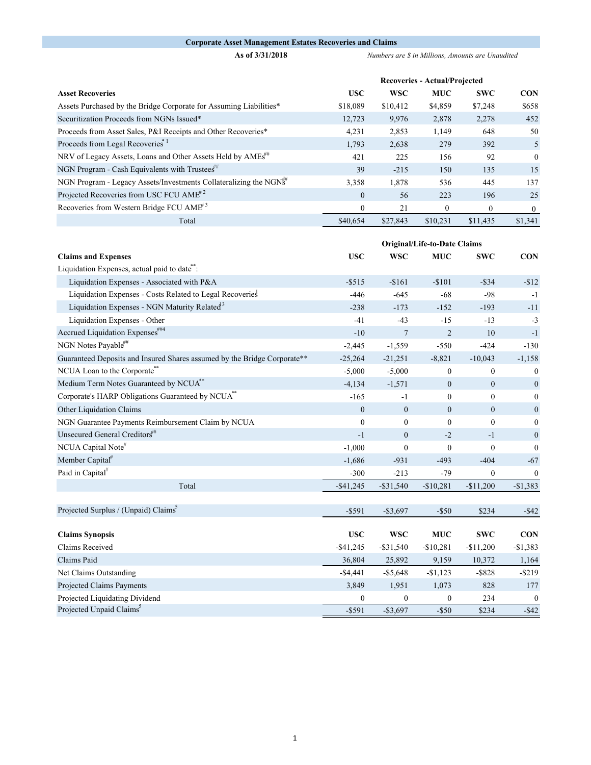## Corporate Asset Management Estates Recoveries and Claims

**As of 3/31/2018**

*Numbers are $ in Millions, Amounts are Unaudited*

| | Recoveries - Actual/Projected | | | | |
|---|---|---|---|---|---|
| **Asset Recoveries** | **USC** | **WSC** | **MUC** | **SWC** | **CON** |
| Assets Purchased by the Bridge Corporate for Assuming Liabilities* | $18,089 | $10,412 | $4,859 | $7,248 | $658 |
| Securitization Proceeds from NGNs Issued* | 12,723 | 9,976 | 2,878 | 2,278 | 452 |
| Proceeds from Asset Sales, P&I Receipts and Other Recoveries* | 4,231 | 2,853 | 1,149 | 648 | 50 |
| Proceeds from Legal Recoveries* [1] | 1,793 | 2,638 | 279 | 392 | 5 |
| NRV of Legacy Assets, Loans and Other Assets Held by AMEs## | 421 | 225 | 156 | 92 | 0 |
| NGN Program - Cash Equivalents with Trustees## | 39 | -215 | 150 | 135 | 15 |
| NGN Program - Legacy Assets/Investments Collateralizing the NGNs## | 3,358 | 1,878 | 536 | 445 | 137 |
| Projected Recoveries from USC FCU AME# [2] | 0 | 56 | 223 | 196 | 25 |
| Recoveries from Western Bridge FCU AME# [3] | 0 | 21 | 0 | 0 | 0 |
| Total | $40,654 | $27,843 | $10,231 | $11,435 | $1,341 |

| | Original/Life-to-Date Claims | | | | |
|---|---|---|---|---|---|
| **Claims and Expenses** | **USC** | **WSC** | **MUC** | **SWC** | **CON** |
| Liquidation Expenses, actual paid to date**: | | | | | |
| Liquidation Expenses - Associated with P&A | -$515 | -$161 | -$101 | -$34 | -$12 |
| Liquidation Expenses - Costs Related to Legal Recoveries [1] | -446 | -645 | -68 | -98 | -1 |
| Liquidation Expenses - NGN Maturity Related [1] [3] | -238 | -173 | -152 | -193 | -11 |
| Liquidation Expenses - Other | -41 | -43 | -15 | -13 | -3 |
| Accrued Liquidation Expenses## [4] | -10 | 7 | 2 | 10 | -1 |
| NGN Notes Payable## | -2,445 | -1,559 | -550 | -424 | -130 |
| Guaranteed Deposits and Insured Shares assumed by the Bridge Corporate** | -25,264 | -21,251 | -8,821 | -10,043 | -1,158 |
| NCUA Loan to the Corporate** | -5,000 | -5,000 | 0 | 0 | 0 |
| Medium Term Notes Guaranteed by NCUA** | -4,134 | -1,571 | 0 | 0 | 0 |
| Corporate's HARP Obligations Guaranteed by NCUA** | -165 | -1 | 0 | 0 | 0 |
| Other Liquidation Claims | 0 | 0 | 0 | 0 | 0 |
| NGN Guarantee Payments Reimbursement Claim by NCUA | 0 | 0 | 0 | 0 | 0 |
| Unsecured General Creditors## | -1 | 0 | -2 | -1 | 0 |
| NCUA Capital Note# | -1,000 | 0 | 0 | 0 | 0 |
| Member Capital# | -1,686 | -931 | -493 | -404 | -67 |
| Paid in Capital# | -300 | -213 | -79 | 0 | 0 |
| Total | -$41,245 | -$31,540 | -$10,281 | -$11,200 | -$1,383 |

| | USC | WSC | MUC | SWC | CON |
|---|---|---|---|---|---|
| Projected Surplus / (Unpaid) Claims [5] | -$591 | -$3,697 | -$50 | $234 | -$42 |

| **Claims Synopsis** | **USC** | **WSC** | **MUC** | **SWC** | **CON** |
|---|---|---|---|---|---|
| Claims Received | -$41,245 | -$31,540 | -$10,281 | -$11,200 | -$1,383 |
| Claims Paid | 36,804 | 25,892 | 9,159 | 10,372 | 1,164 |
| Net Claims Outstanding | -$4,441 | -$5,648 | -$1,123 | -$828 | -$219 |
| Projected Claims Payments | 3,849 | 1,951 | 1,073 | 828 | 177 |
| Projected Liquidating Dividend | 0 | 0 | 0 | 234 | 0 |
| Projected Unpaid Claims [5] | -$591 | -$3,697 | -$50 | $234 | -$42 |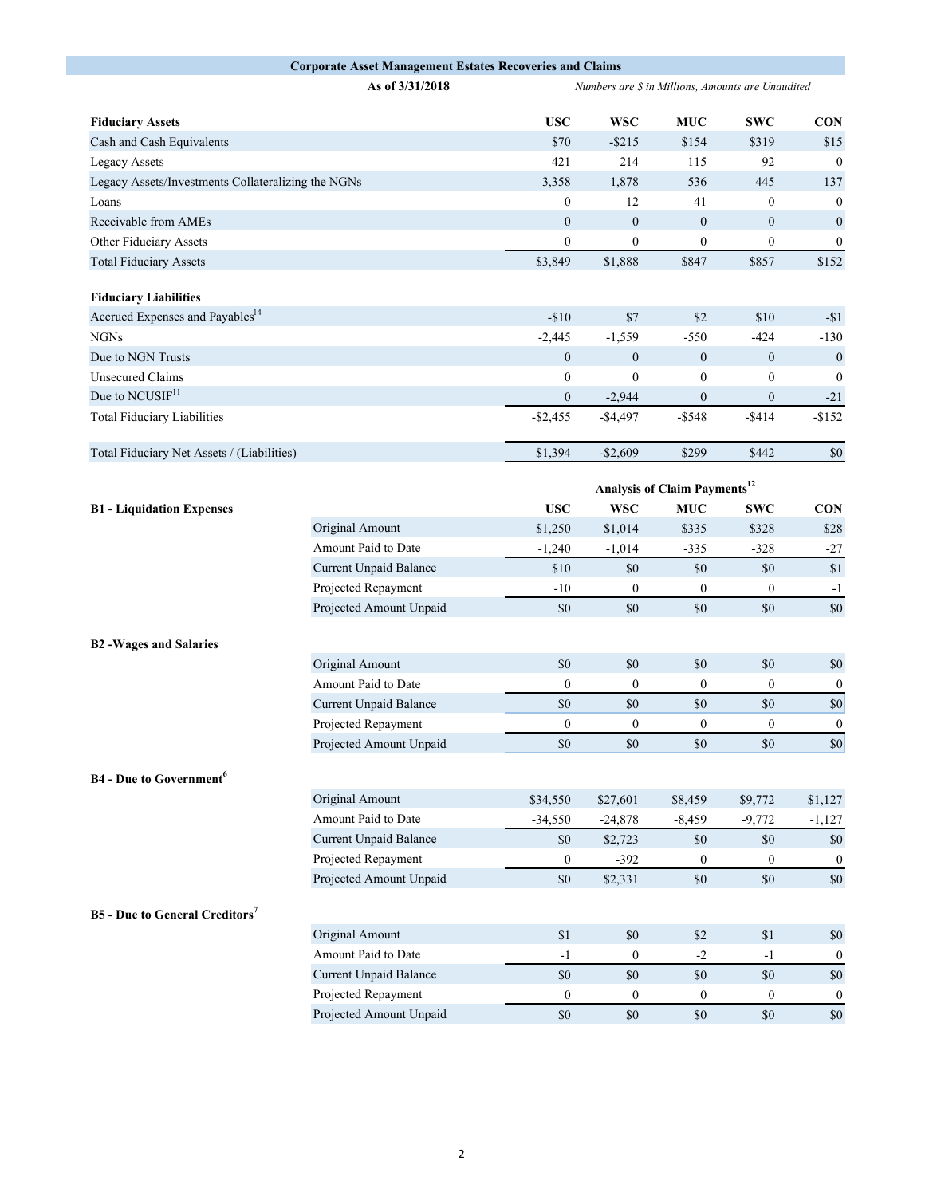# Corporate Asset Management Estates Recoveries and Claims

**As of 3/31/2018**

*Numbers are $ in Millions, Amounts are Unaudited*

| Fiduciary Assets | USC | WSC | MUC | SWC | CON |
|---|---|---|---|---|---|
| Cash and Cash Equivalents | $70 | -$215 | $154 | $319 | $15 |
| Legacy Assets | 421 | 214 | 115 | 92 | 0 |
| Legacy Assets/Investments Collateralizing the NGNs | 3,358 | 1,878 | 536 | 445 | 137 |
| Loans | 0 | 12 | 41 | 0 | 0 |
| Receivable from AMEs | 0 | 0 | 0 | 0 | 0 |
| Other Fiduciary Assets | 0 | 0 | 0 | 0 | 0 |
| Total Fiduciary Assets | $3,849 | $1,888 | $847 | $857 | $152 |
| **Fiduciary Liabilities** | | | | | |
| Accrued Expenses and Payables[14] | -$10 | $7 | $2 | $10 | -$1 |
| NGNs | -2,445 | -1,559 | -550 | -424 | -130 |
| Due to NGN Trusts | 0 | 0 | 0 | 0 | 0 |
| Unsecured Claims | 0 | 0 | 0 | 0 | 0 |
| Due to NCUSIF[11] | 0 | -2,944 | 0 | 0 | -21 |
| Total Fiduciary Liabilities | -$2,455 | -$4,497 | -$548 | -$414 | -$152 |
| Total Fiduciary Net Assets / (Liabilities) | $1,394 | -$2,609 | $299 | $442 | $0 |

**Analysis of Claim Payments[12]**

| | | USC | WSC | MUC | SWC | CON |
|---|---|---|---|---|---|---|
| **B1 - Liquidation Expenses** | Original Amount | $1,250 | $1,014 | $335 | $328 | $28 |
| | Amount Paid to Date | -1,240 | -1,014 | -335 | -328 | -27 |
| | Current Unpaid Balance | $10 | $0 | $0 | $0 | $1 |
| | Projected Repayment | -10 | 0 | 0 | 0 | -1 |
| | Projected Amount Unpaid | $0 | $0 | $0 | $0 | $0 |
| **B2 - Wages and Salaries** | Original Amount | $0 | $0 | $0 | $0 | $0 |
| | Amount Paid to Date | 0 | 0 | 0 | 0 | 0 |
| | Current Unpaid Balance | $0 | $0 | $0 | $0 | $0 |
| | Projected Repayment | 0 | 0 | 0 | 0 | 0 |
| | Projected Amount Unpaid | $0 | $0 | $0 | $0 | $0 |
| **B4 - Due to Government[6]** | Original Amount | $34,550 | $27,601 | $8,459 | $9,772 | $1,127 |
| | Amount Paid to Date | -34,550 | -24,878 | -8,459 | -9,772 | -1,127 |
| | Current Unpaid Balance | $0 | $2,723 | $0 | $0 | $0 |
| | Projected Repayment | 0 | -392 | 0 | 0 | 0 |
| | Projected Amount Unpaid | $0 | $2,331 | $0 | $0 | $0 |
| **B5 - Due to General Creditors[7]** | Original Amount | $1 | $0 | $2 | $1 | $0 |
| | Amount Paid to Date | -1 | 0 | -2 | -1 | 0 |
| | Current Unpaid Balance | $0 | $0 | $0 | $0 | $0 |
| | Projected Repayment | 0 | 0 | 0 | 0 | 0 |
| | Projected Amount Unpaid | $0 | $0 | $0 | $0 | $0 |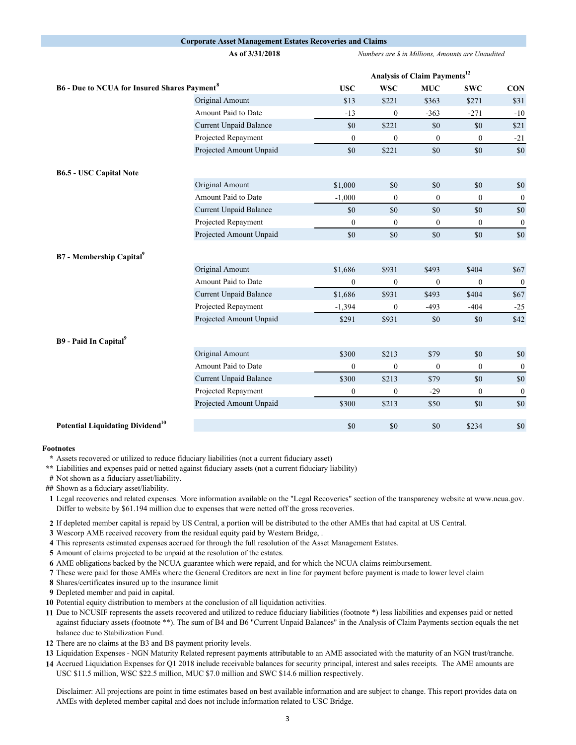## Corporate Asset Management Estates Recoveries and Claims

**As of 3/31/2018** *Numbers are $ in Millions, Amounts are Unaudited*

| | | Analysis of Claim Payments[12] | | | | |
|---|---|---|---|---|---|---|
| **B6 - Due to NCUA for Insured Shares Payment[8]** | | **USC** | **WSC** | **MUC** | **SWC** | **CON** |
| | Original Amount | $13 | $221 | $363 | $271 | $31 |
| | Amount Paid to Date | -13 | 0 | -363 | -271 | -10 |
| | Current Unpaid Balance | $0 | $221 | $0 | $0 | $21 |
| | Projected Repayment | 0 | 0 | 0 | 0 | -21 |
| | Projected Amount Unpaid | $0 | $221 | $0 | $0 | $0 |
| **B6.5 - USC Capital Note** | | | | | | |
| | Original Amount | $1,000 | $0 | $0 | $0 | $0 |
| | Amount Paid to Date | -1,000 | 0 | 0 | 0 | 0 |
| | Current Unpaid Balance | $0 | $0 | $0 | $0 | $0 |
| | Projected Repayment | 0 | 0 | 0 | 0 | 0 |
| | Projected Amount Unpaid | $0 | $0 | $0 | $0 | $0 |
| **B7 - Membership Capital[9]** | | | | | | |
| | Original Amount | $1,686 | $931 | $493 | $404 | $67 |
| | Amount Paid to Date | 0 | 0 | 0 | 0 | 0 |
| | Current Unpaid Balance | $1,686 | $931 | $493 | $404 | $67 |
| | Projected Repayment | -1,394 | 0 | -493 | -404 | -25 |
| | Projected Amount Unpaid | $291 | $931 | $0 | $0 | $42 |
| **B9 - Paid In Capital[9]** | | | | | | |
| | Original Amount | $300 | $213 | $79 | $0 | $0 |
| | Amount Paid to Date | 0 | 0 | 0 | 0 | 0 |
| | Current Unpaid Balance | $300 | $213 | $79 | $0 | $0 |
| | Projected Repayment | 0 | 0 | -29 | 0 | 0 |
| | Projected Amount Unpaid | $300 | $213 | $50 | $0 | $0 |
| **Potential Liquidating Dividend[10]** | | $0 | $0 | $0 | $234 | $0 |

**Footnotes**

- **\*** Assets recovered or utilized to reduce fiduciary liabilities (not a current fiduciary asset)
- **\*\*** Liabilities and expenses paid or netted against fiduciary assets (not a current fiduciary liability)
- **#** Not shown as a fiduciary asset/liability.
- **##** Shown as a fiduciary asset/liability.
- **1** Legal recoveries and related expenses. More information available on the "Legal Recoveries" section of the transparency website at www.ncua.gov. Differ to website by $61.194 million due to expenses that were netted off the gross recoveries.
- **2** If depleted member capital is repaid by US Central, a portion will be distributed to the other AMEs that had capital at US Central.
- **3** Wescorp AME received recovery from the residual equity paid by Western Bridge, .
- **4** This represents estimated expenses accrued for through the full resolution of the Asset Management Estates.
- **5** Amount of claims projected to be unpaid at the resolution of the estates.
- **6** AME obligations backed by the NCUA guarantee which were repaid, and for which the NCUA claims reimbursement.
- **7** These were paid for those AMEs where the General Creditors are next in line for payment before payment is made to lower level claim
- **8** Shares/certificates insured up to the insurance limit
- **9** Depleted member and paid in capital.
- **10** Potential equity distribution to members at the conclusion of all liquidation activities.
- **11** Due to NCUSIF represents the assets recovered and utilized to reduce fiduciary liabilities (footnote \*) less liabilities and expenses paid or netted against fiduciary assets (footnote \*\*). The sum of B4 and B6 "Current Unpaid Balances" in the Analysis of Claim Payments section equals the net balance due to Stabilization Fund.
- **12** There are no claims at the B3 and B8 payment priority levels.
- **13** Liquidation Expenses - NGN Maturity Related represent payments attributable to an AME associated with the maturity of an NGN trust/tranche.
- **14** Accrued Liquidation Expenses for Q1 2018 include receivable balances for security principal, interest and sales receipts. The AME amounts are USC $11.5 million, WSC $22.5 million, MUC $7.0 million and SWC $14.6 million respectively.

Disclaimer: All projections are point in time estimates based on best available information and are subject to change. This report provides data on AMEs with depleted member capital and does not include information related to USC Bridge.